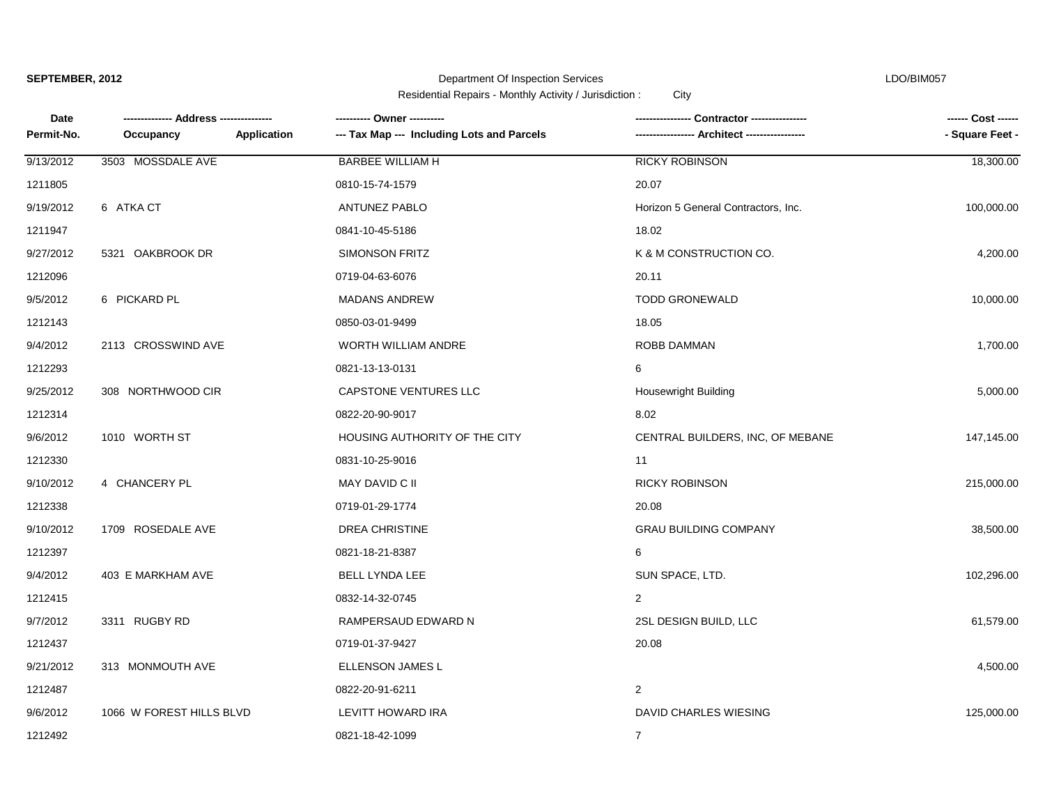**SEPTEMBER, 2012**

Department Of Inspection Services

LDO/BIM057

Residential Repairs - Monthly Activity / Jurisdiction : City

| Date<br>Permit-No. | ------------- Address --------------<br>Occupancy Application | ---------- Owner ----------<br>--- Tax Map --- Including Lots and Parcels | ---------------- Contractor ----------------<br>----------------- Architect ----------------- | ------ Cost ------<br>- Square Feet - |
|---|---|---|---|---|
| 9/13/2012 | 3503 MOSSDALE AVE | BARBEE WILLIAM H | RICKY ROBINSON | 18,300.00 |
| 1211805 | | 0810-15-74-1579 | 20.07 | |
| 9/19/2012 | 6 ATKA CT | ANTUNEZ PABLO | Horizon 5 General Contractors, Inc. | 100,000.00 |
| 1211947 | | 0841-10-45-5186 | 18.02 | |
| 9/27/2012 | 5321 OAKBROOK DR | SIMONSON FRITZ | K & M CONSTRUCTION CO. | 4,200.00 |
| 1212096 | | 0719-04-63-6076 | 20.11 | |
| 9/5/2012 | 6 PICKARD PL | MADANS ANDREW | TODD GRONEWALD | 10,000.00 |
| 1212143 | | 0850-03-01-9499 | 18.05 | |
| 9/4/2012 | 2113 CROSSWIND AVE | WORTH WILLIAM ANDRE | ROBB DAMMAN | 1,700.00 |
| 1212293 | | 0821-13-13-0131 | 6 | |
| 9/25/2012 | 308 NORTHWOOD CIR | CAPSTONE VENTURES LLC | Housewright Building | 5,000.00 |
| 1212314 | | 0822-20-90-9017 | 8.02 | |
| 9/6/2012 | 1010 WORTH ST | HOUSING AUTHORITY OF THE CITY | CENTRAL BUILDERS, INC, OF MEBANE | 147,145.00 |
| 1212330 | | 0831-10-25-9016 | 11 | |
| 9/10/2012 | 4 CHANCERY PL | MAY DAVID C II | RICKY ROBINSON | 215,000.00 |
| 1212338 | | 0719-01-29-1774 | 20.08 | |
| 9/10/2012 | 1709 ROSEDALE AVE | DREA CHRISTINE | GRAU BUILDING COMPANY | 38,500.00 |
| 1212397 | | 0821-18-21-8387 | 6 | |
| 9/4/2012 | 403 E MARKHAM AVE | BELL LYNDA LEE | SUN SPACE, LTD. | 102,296.00 |
| 1212415 | | 0832-14-32-0745 | 2 | |
| 9/7/2012 | 3311 RUGBY RD | RAMPERSAUD EDWARD N | 2SL DESIGN BUILD, LLC | 61,579.00 |
| 1212437 | | 0719-01-37-9427 | 20.08 | |
| 9/21/2012 | 313 MONMOUTH AVE | ELLENSON JAMES L | | 4,500.00 |
| 1212487 | | 0822-20-91-6211 | 2 | |
| 9/6/2012 | 1066 W FOREST HILLS BLVD | LEVITT HOWARD IRA | DAVID CHARLES WIESING | 125,000.00 |
| 1212492 | | 0821-18-42-1099 | 7 | |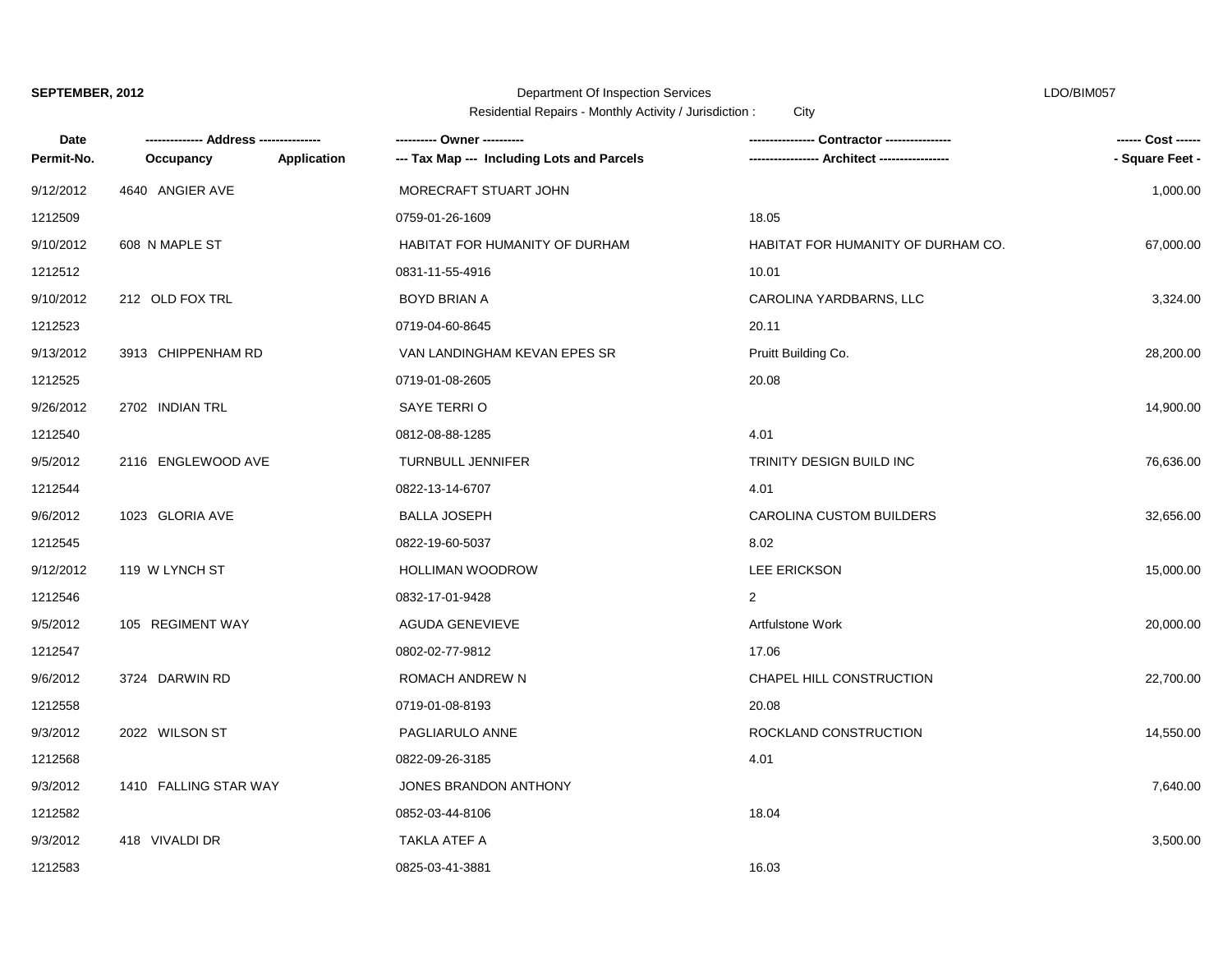**SEPTEMBER, 2012**

Department Of Inspection Services

Residential Repairs - Monthly Activity / Jurisdiction : City

LDO/BIM057

| Date<br>Permit-No. | -------------- Address --------------<br>Occupancy | Application | ---------- Owner ----------<br>--- Tax Map --- Including Lots and Parcels | ---------------- Contractor ----------------<br>----------------- Architect ----------------- | ------ Cost ------<br>- Square Feet - |
|---|---|---|---|---|---|
| 9/12/2012 | 4640 ANGIER AVE | | MORECRAFT STUART JOHN | | 1,000.00 |
| 1212509 | | | 0759-01-26-1609 | 18.05 | |
| 9/10/2012 | 608 N MAPLE ST | | HABITAT FOR HUMANITY OF DURHAM | HABITAT FOR HUMANITY OF DURHAM CO. | 67,000.00 |
| 1212512 | | | 0831-11-55-4916 | 10.01 | |
| 9/10/2012 | 212 OLD FOX TRL | | BOYD BRIAN A | CAROLINA YARDBARNS, LLC | 3,324.00 |
| 1212523 | | | 0719-04-60-8645 | 20.11 | |
| 9/13/2012 | 3913 CHIPPENHAM RD | | VAN LANDINGHAM KEVAN EPES SR | Pruitt Building Co. | 28,200.00 |
| 1212525 | | | 0719-01-08-2605 | 20.08 | |
| 9/26/2012 | 2702 INDIAN TRL | | SAYE TERRI O | | 14,900.00 |
| 1212540 | | | 0812-08-88-1285 | 4.01 | |
| 9/5/2012 | 2116 ENGLEWOOD AVE | | TURNBULL JENNIFER | TRINITY DESIGN BUILD INC | 76,636.00 |
| 1212544 | | | 0822-13-14-6707 | 4.01 | |
| 9/6/2012 | 1023 GLORIA AVE | | BALLA JOSEPH | CAROLINA CUSTOM BUILDERS | 32,656.00 |
| 1212545 | | | 0822-19-60-5037 | 8.02 | |
| 9/12/2012 | 119 W LYNCH ST | | HOLLIMAN WOODROW | LEE ERICKSON | 15,000.00 |
| 1212546 | | | 0832-17-01-9428 | 2 | |
| 9/5/2012 | 105 REGIMENT WAY | | AGUDA GENEVIEVE | Artfulstone Work | 20,000.00 |
| 1212547 | | | 0802-02-77-9812 | 17.06 | |
| 9/6/2012 | 3724 DARWIN RD | | ROMACH ANDREW N | CHAPEL HILL CONSTRUCTION | 22,700.00 |
| 1212558 | | | 0719-01-08-8193 | 20.08 | |
| 9/3/2012 | 2022 WILSON ST | | PAGLIARULO ANNE | ROCKLAND CONSTRUCTION | 14,550.00 |
| 1212568 | | | 0822-09-26-3185 | 4.01 | |
| 9/3/2012 | 1410 FALLING STAR WAY | | JONES BRANDON ANTHONY | | 7,640.00 |
| 1212582 | | | 0852-03-44-8106 | 18.04 | |
| 9/3/2012 | 418 VIVALDI DR | | TAKLA ATEF A | | 3,500.00 |
| 1212583 | | | 0825-03-41-3881 | 16.03 | |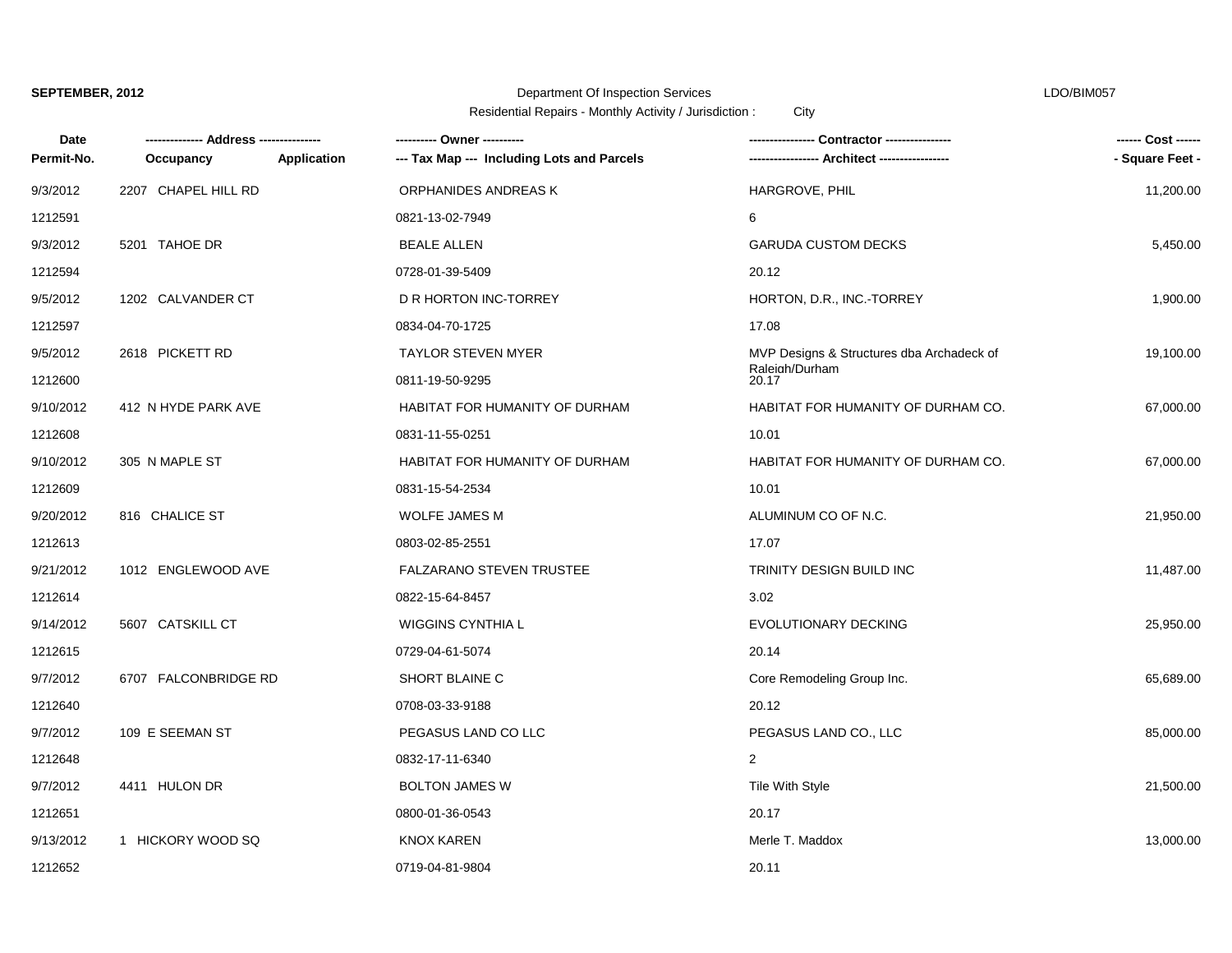**SEPTEMBER, 2012**

Department Of Inspection Services

Residential Repairs - Monthly Activity / Jurisdiction : City

LDO/BIM057

| Date / Permit-No. | Address / Occupancy | Application | Owner / Tax Map --- Including Lots and Parcels | Contractor / Architect | Cost / Square Feet |
|---|---|---|---|---|---|
| 9/3/2012 | 2207 CHAPEL HILL RD | | ORPHANIDES ANDREAS K | HARGROVE, PHIL | 11,200.00 |
| 1212591 | | | 0821-13-02-7949 | 6 | |
| 9/3/2012 | 5201 TAHOE DR | | BEALE ALLEN | GARUDA CUSTOM DECKS | 5,450.00 |
| 1212594 | | | 0728-01-39-5409 | 20.12 | |
| 9/5/2012 | 1202 CALVANDER CT | | D R HORTON INC-TORREY | HORTON, D.R., INC.-TORREY | 1,900.00 |
| 1212597 | | | 0834-04-70-1725 | 17.08 | |
| 9/5/2012 | 2618 PICKETT RD | | TAYLOR STEVEN MYER | MVP Designs & Structures dba Archadeck of Raleigh/Durham | 19,100.00 |
| 1212600 | | | 0811-19-50-9295 | 20.17 | |
| 9/10/2012 | 412 N HYDE PARK AVE | | HABITAT FOR HUMANITY OF DURHAM | HABITAT FOR HUMANITY OF DURHAM CO. | 67,000.00 |
| 1212608 | | | 0831-11-55-0251 | 10.01 | |
| 9/10/2012 | 305 N MAPLE ST | | HABITAT FOR HUMANITY OF DURHAM | HABITAT FOR HUMANITY OF DURHAM CO. | 67,000.00 |
| 1212609 | | | 0831-15-54-2534 | 10.01 | |
| 9/20/2012 | 816 CHALICE ST | | WOLFE JAMES M | ALUMINUM CO OF N.C. | 21,950.00 |
| 1212613 | | | 0803-02-85-2551 | 17.07 | |
| 9/21/2012 | 1012 ENGLEWOOD AVE | | FALZARANO STEVEN TRUSTEE | TRINITY DESIGN BUILD INC | 11,487.00 |
| 1212614 | | | 0822-15-64-8457 | 3.02 | |
| 9/14/2012 | 5607 CATSKILL CT | | WIGGINS CYNTHIA L | EVOLUTIONARY DECKING | 25,950.00 |
| 1212615 | | | 0729-04-61-5074 | 20.14 | |
| 9/7/2012 | 6707 FALCONBRIDGE RD | | SHORT BLAINE C | Core Remodeling Group Inc. | 65,689.00 |
| 1212640 | | | 0708-03-33-9188 | 20.12 | |
| 9/7/2012 | 109 E SEEMAN ST | | PEGASUS LAND CO LLC | PEGASUS LAND CO., LLC | 85,000.00 |
| 1212648 | | | 0832-17-11-6340 | 2 | |
| 9/7/2012 | 4411 HULON DR | | BOLTON JAMES W | Tile With Style | 21,500.00 |
| 1212651 | | | 0800-01-36-0543 | 20.17 | |
| 9/13/2012 | 1 HICKORY WOOD SQ | | KNOX KAREN | Merle T. Maddox | 13,000.00 |
| 1212652 | | | 0719-04-81-9804 | 20.11 | |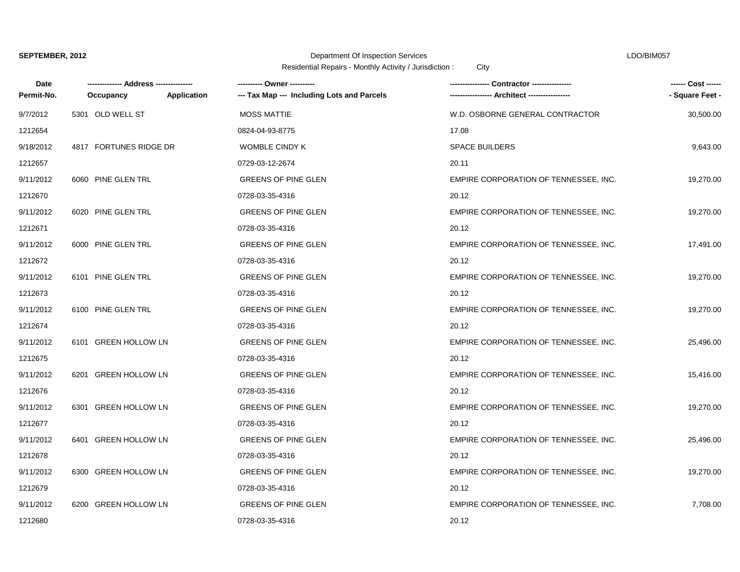**SEPTEMBER, 2012** Department Of Inspection Services LDO/BIM057

Residential Repairs - Monthly Activity / Jurisdiction : City

| Date<br>Permit-No. | ------------- Address --------------<br>Occupancy Application | ---------- Owner ----------<br>--- Tax Map --- Including Lots and Parcels | --------------- Contractor ---------------<br>---------------- Architect ---------------- | ------ Cost ------<br>- Square Feet - |
|---|---|---|---|---|
| 9/7/2012 | 5301 OLD WELL ST | MOSS MATTIE | W.D. OSBORNE GENERAL CONTRACTOR | 30,500.00 |
| 1212654 | | 0824-04-93-8775 | 17.08 | |
| 9/18/2012 | 4817 FORTUNES RIDGE DR | WOMBLE CINDY K | SPACE BUILDERS | 9,643.00 |
| 1212657 | | 0729-03-12-2674 | 20.11 | |
| 9/11/2012 | 6060 PINE GLEN TRL | GREENS OF PINE GLEN | EMPIRE CORPORATION OF TENNESSEE, INC. | 19,270.00 |
| 1212670 | | 0728-03-35-4316 | 20.12 | |
| 9/11/2012 | 6020 PINE GLEN TRL | GREENS OF PINE GLEN | EMPIRE CORPORATION OF TENNESSEE, INC. | 19,270.00 |
| 1212671 | | 0728-03-35-4316 | 20.12 | |
| 9/11/2012 | 6000 PINE GLEN TRL | GREENS OF PINE GLEN | EMPIRE CORPORATION OF TENNESSEE, INC. | 17,491.00 |
| 1212672 | | 0728-03-35-4316 | 20.12 | |
| 9/11/2012 | 6101 PINE GLEN TRL | GREENS OF PINE GLEN | EMPIRE CORPORATION OF TENNESSEE, INC. | 19,270.00 |
| 1212673 | | 0728-03-35-4316 | 20.12 | |
| 9/11/2012 | 6100 PINE GLEN TRL | GREENS OF PINE GLEN | EMPIRE CORPORATION OF TENNESSEE, INC. | 19,270.00 |
| 1212674 | | 0728-03-35-4316 | 20.12 | |
| 9/11/2012 | 6101 GREEN HOLLOW LN | GREENS OF PINE GLEN | EMPIRE CORPORATION OF TENNESSEE, INC. | 25,496.00 |
| 1212675 | | 0728-03-35-4316 | 20.12 | |
| 9/11/2012 | 6201 GREEN HOLLOW LN | GREENS OF PINE GLEN | EMPIRE CORPORATION OF TENNESSEE, INC. | 15,416.00 |
| 1212676 | | 0728-03-35-4316 | 20.12 | |
| 9/11/2012 | 6301 GREEN HOLLOW LN | GREENS OF PINE GLEN | EMPIRE CORPORATION OF TENNESSEE, INC. | 19,270.00 |
| 1212677 | | 0728-03-35-4316 | 20.12 | |
| 9/11/2012 | 6401 GREEN HOLLOW LN | GREENS OF PINE GLEN | EMPIRE CORPORATION OF TENNESSEE, INC. | 25,496.00 |
| 1212678 | | 0728-03-35-4316 | 20.12 | |
| 9/11/2012 | 6300 GREEN HOLLOW LN | GREENS OF PINE GLEN | EMPIRE CORPORATION OF TENNESSEE, INC. | 19,270.00 |
| 1212679 | | 0728-03-35-4316 | 20.12 | |
| 9/11/2012 | 6200 GREEN HOLLOW LN | GREENS OF PINE GLEN | EMPIRE CORPORATION OF TENNESSEE, INC. | 7,708.00 |
| 1212680 | | 0728-03-35-4316 | 20.12 | |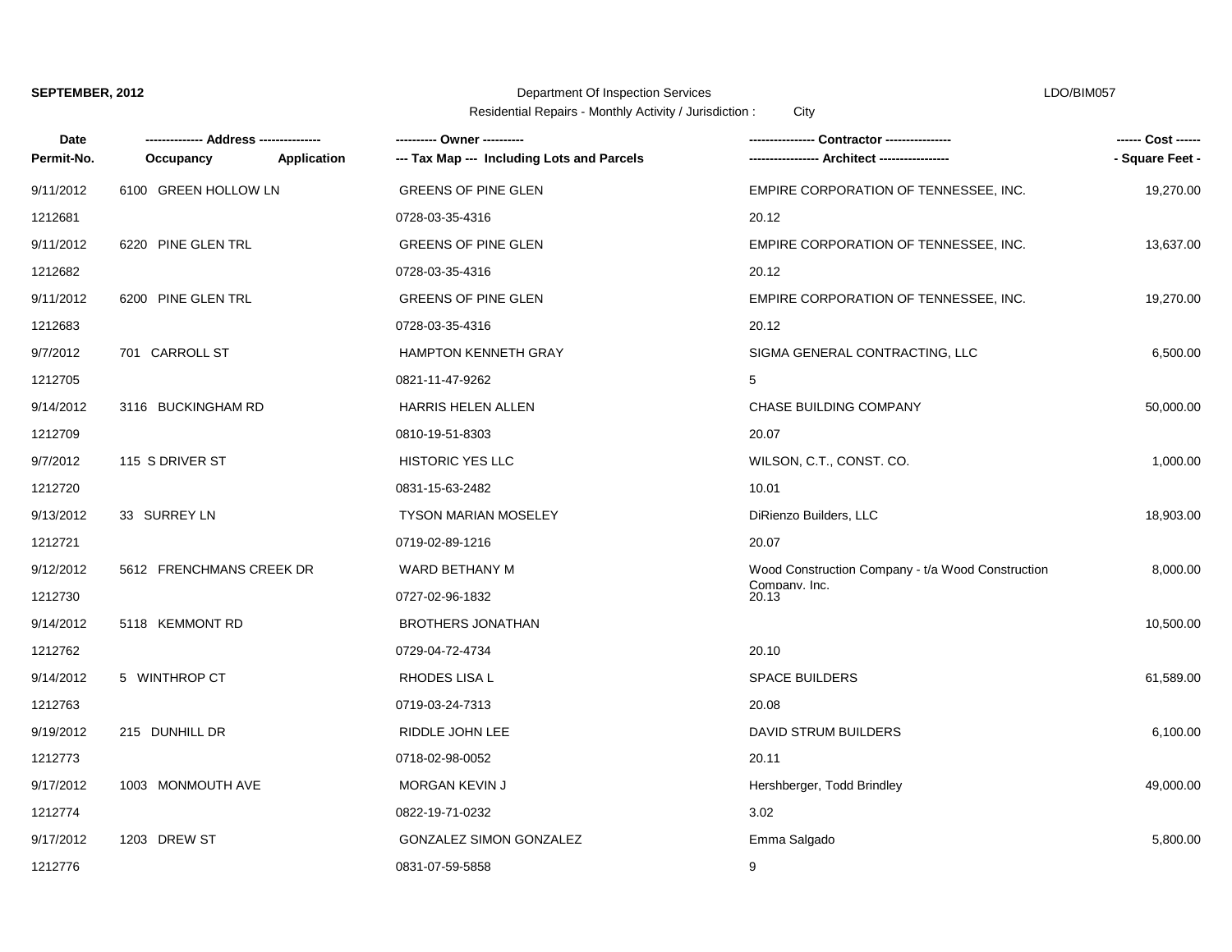**SEPTEMBER, 2012** Department Of Inspection Services LDO/BIM057

Residential Repairs - Monthly Activity / Jurisdiction : City

| Date<br>Permit-No. | Address<br>Occupancy / Application | Owner<br>Tax Map --- Including Lots and Parcels | Contractor<br>Architect | Cost<br>Square Feet |
|---|---|---|---|---|
| 9/11/2012<br>1212681 | 6100 GREEN HOLLOW LN | GREENS OF PINE GLEN<br>0728-03-35-4316 | EMPIRE CORPORATION OF TENNESSEE, INC.<br>20.12 | 19,270.00 |
| 9/11/2012<br>1212682 | 6220 PINE GLEN TRL | GREENS OF PINE GLEN<br>0728-03-35-4316 | EMPIRE CORPORATION OF TENNESSEE, INC.<br>20.12 | 13,637.00 |
| 9/11/2012<br>1212683 | 6200 PINE GLEN TRL | GREENS OF PINE GLEN<br>0728-03-35-4316 | EMPIRE CORPORATION OF TENNESSEE, INC.<br>20.12 | 19,270.00 |
| 9/7/2012<br>1212705 | 701 CARROLL ST | HAMPTON KENNETH GRAY<br>0821-11-47-9262 | SIGMA GENERAL CONTRACTING, LLC<br>5 | 6,500.00 |
| 9/14/2012<br>1212709 | 3116 BUCKINGHAM RD | HARRIS HELEN ALLEN<br>0810-19-51-8303 | CHASE BUILDING COMPANY<br>20.07 | 50,000.00 |
| 9/7/2012<br>1212720 | 115 S DRIVER ST | HISTORIC YES LLC<br>0831-15-63-2482 | WILSON, C.T., CONST. CO.<br>10.01 | 1,000.00 |
| 9/13/2012<br>1212721 | 33 SURREY LN | TYSON MARIAN MOSELEY<br>0719-02-89-1216 | DiRienzo Builders, LLC<br>20.07 | 18,903.00 |
| 9/12/2012<br>1212730 | 5612 FRENCHMANS CREEK DR | WARD BETHANY M<br>0727-02-96-1832 | Wood Construction Company - t/a Wood Construction Company, Inc.<br>20.13 | 8,000.00 |
| 9/14/2012<br>1212762 | 5118 KEMMONT RD | BROTHERS JONATHAN<br>0729-04-72-4734 | <br>20.10 | 10,500.00 |
| 9/14/2012<br>1212763 | 5 WINTHROP CT | RHODES LISA L<br>0719-03-24-7313 | SPACE BUILDERS<br>20.08 | 61,589.00 |
| 9/19/2012<br>1212773 | 215 DUNHILL DR | RIDDLE JOHN LEE<br>0718-02-98-0052 | DAVID STRUM BUILDERS<br>20.11 | 6,100.00 |
| 9/17/2012<br>1212774 | 1003 MONMOUTH AVE | MORGAN KEVIN J<br>0822-19-71-0232 | Hershberger, Todd Brindley<br>3.02 | 49,000.00 |
| 9/17/2012<br>1212776 | 1203 DREW ST | GONZALEZ SIMON GONZALEZ<br>0831-07-59-5858 | Emma Salgado<br>9 | 5,800.00 |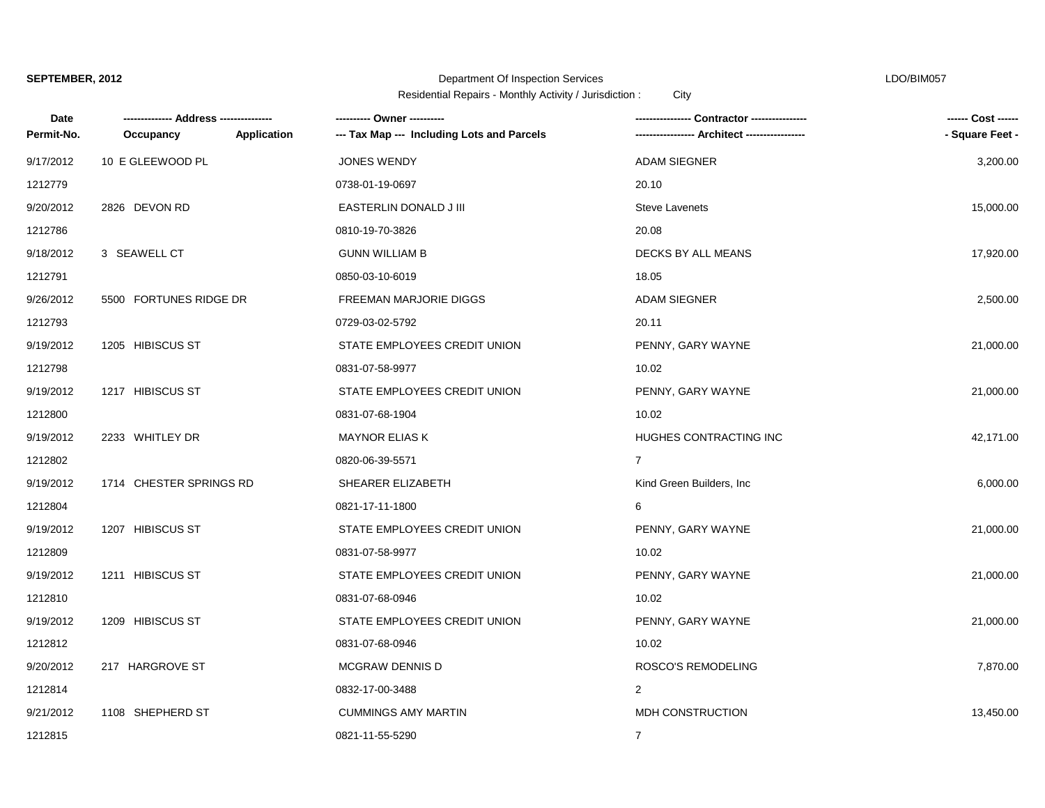**SEPTEMBER, 2012** | Department Of Inspection Services | LDO/BIM057

Residential Repairs - Monthly Activity / Jurisdiction : City

| Date / Permit-No. | Address / Occupancy / Application | Owner / Tax Map --- Including Lots and Parcels | Contractor / Architect | Cost / Square Feet |
|---|---|---|---|---|
| 9/17/2012 | 10 E GLEEWOOD PL | JONES WENDY | ADAM SIEGNER | 3,200.00 |
| 1212779 | | 0738-01-19-0697 | 20.10 | |
| 9/20/2012 | 2826 DEVON RD | EASTERLIN DONALD J III | Steve Lavenets | 15,000.00 |
| 1212786 | | 0810-19-70-3826 | 20.08 | |
| 9/18/2012 | 3 SEAWELL CT | GUNN WILLIAM B | DECKS BY ALL MEANS | 17,920.00 |
| 1212791 | | 0850-03-10-6019 | 18.05 | |
| 9/26/2012 | 5500 FORTUNES RIDGE DR | FREEMAN MARJORIE DIGGS | ADAM SIEGNER | 2,500.00 |
| 1212793 | | 0729-03-02-5792 | 20.11 | |
| 9/19/2012 | 1205 HIBISCUS ST | STATE EMPLOYEES CREDIT UNION | PENNY, GARY WAYNE | 21,000.00 |
| 1212798 | | 0831-07-58-9977 | 10.02 | |
| 9/19/2012 | 1217 HIBISCUS ST | STATE EMPLOYEES CREDIT UNION | PENNY, GARY WAYNE | 21,000.00 |
| 1212800 | | 0831-07-68-1904 | 10.02 | |
| 9/19/2012 | 2233 WHITLEY DR | MAYNOR ELIAS K | HUGHES CONTRACTING INC | 42,171.00 |
| 1212802 | | 0820-06-39-5571 | 7 | |
| 9/19/2012 | 1714 CHESTER SPRINGS RD | SHEARER ELIZABETH | Kind Green Builders, Inc | 6,000.00 |
| 1212804 | | 0821-17-11-1800 | 6 | |
| 9/19/2012 | 1207 HIBISCUS ST | STATE EMPLOYEES CREDIT UNION | PENNY, GARY WAYNE | 21,000.00 |
| 1212809 | | 0831-07-58-9977 | 10.02 | |
| 9/19/2012 | 1211 HIBISCUS ST | STATE EMPLOYEES CREDIT UNION | PENNY, GARY WAYNE | 21,000.00 |
| 1212810 | | 0831-07-68-0946 | 10.02 | |
| 9/19/2012 | 1209 HIBISCUS ST | STATE EMPLOYEES CREDIT UNION | PENNY, GARY WAYNE | 21,000.00 |
| 1212812 | | 0831-07-68-0946 | 10.02 | |
| 9/20/2012 | 217 HARGROVE ST | MCGRAW DENNIS D | ROSCO'S REMODELING | 7,870.00 |
| 1212814 | | 0832-17-00-3488 | 2 | |
| 9/21/2012 | 1108 SHEPHERD ST | CUMMINGS AMY MARTIN | MDH CONSTRUCTION | 13,450.00 |
| 1212815 | | 0821-11-55-5290 | 7 | |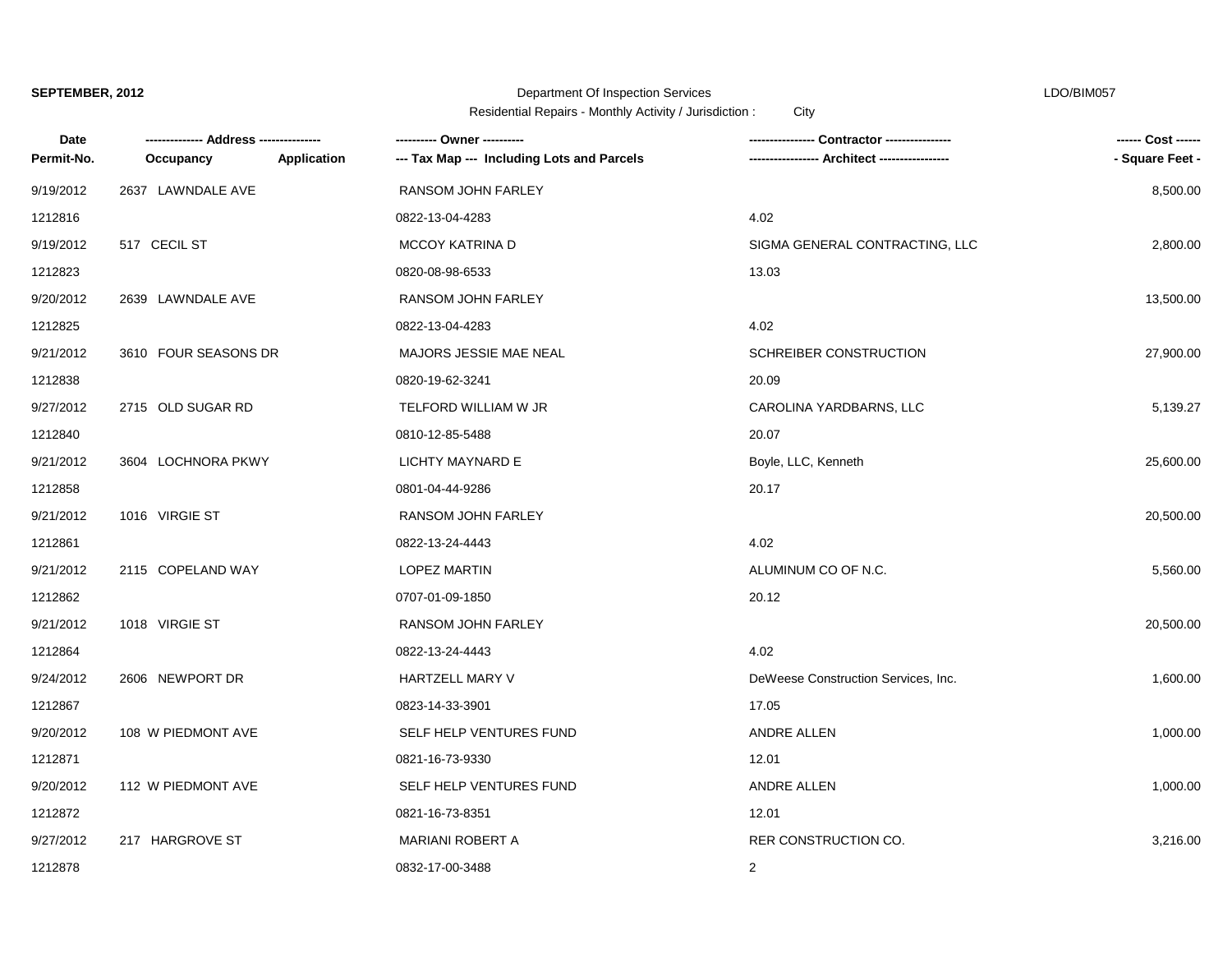**SEPTEMBER, 2012** Department Of Inspection Services LDO/BIM057

Residential Repairs - Monthly Activity / Jurisdiction : City

| Date / Permit-No. | Address / Occupancy / Application | Owner / Tax Map (Including Lots and Parcels) | Contractor / Architect | Cost / Square Feet |
|---|---|---|---|---|
| 9/19/2012 | 2637 LAWNDALE AVE | RANSOM JOHN FARLEY | | 8,500.00 |
| 1212816 | | 0822-13-04-4283 | 4.02 | |
| 9/19/2012 | 517 CECIL ST | MCCOY KATRINA D | SIGMA GENERAL CONTRACTING, LLC | 2,800.00 |
| 1212823 | | 0820-08-98-6533 | 13.03 | |
| 9/20/2012 | 2639 LAWNDALE AVE | RANSOM JOHN FARLEY | | 13,500.00 |
| 1212825 | | 0822-13-04-4283 | 4.02 | |
| 9/21/2012 | 3610 FOUR SEASONS DR | MAJORS JESSIE MAE NEAL | SCHREIBER CONSTRUCTION | 27,900.00 |
| 1212838 | | 0820-19-62-3241 | 20.09 | |
| 9/27/2012 | 2715 OLD SUGAR RD | TELFORD WILLIAM W JR | CAROLINA YARDBARNS, LLC | 5,139.27 |
| 1212840 | | 0810-12-85-5488 | 20.07 | |
| 9/21/2012 | 3604 LOCHNORA PKWY | LICHTY MAYNARD E | Boyle, LLC, Kenneth | 25,600.00 |
| 1212858 | | 0801-04-44-9286 | 20.17 | |
| 9/21/2012 | 1016 VIRGIE ST | RANSOM JOHN FARLEY | | 20,500.00 |
| 1212861 | | 0822-13-24-4443 | 4.02 | |
| 9/21/2012 | 2115 COPELAND WAY | LOPEZ MARTIN | ALUMINUM CO OF N.C. | 5,560.00 |
| 1212862 | | 0707-01-09-1850 | 20.12 | |
| 9/21/2012 | 1018 VIRGIE ST | RANSOM JOHN FARLEY | | 20,500.00 |
| 1212864 | | 0822-13-24-4443 | 4.02 | |
| 9/24/2012 | 2606 NEWPORT DR | HARTZELL MARY V | DeWeese Construction Services, Inc. | 1,600.00 |
| 1212867 | | 0823-14-33-3901 | 17.05 | |
| 9/20/2012 | 108 W PIEDMONT AVE | SELF HELP VENTURES FUND | ANDRE ALLEN | 1,000.00 |
| 1212871 | | 0821-16-73-9330 | 12.01 | |
| 9/20/2012 | 112 W PIEDMONT AVE | SELF HELP VENTURES FUND | ANDRE ALLEN | 1,000.00 |
| 1212872 | | 0821-16-73-8351 | 12.01 | |
| 9/27/2012 | 217 HARGROVE ST | MARIANI ROBERT A | RER CONSTRUCTION CO. | 3,216.00 |
| 1212878 | | 0832-17-00-3488 | 2 | |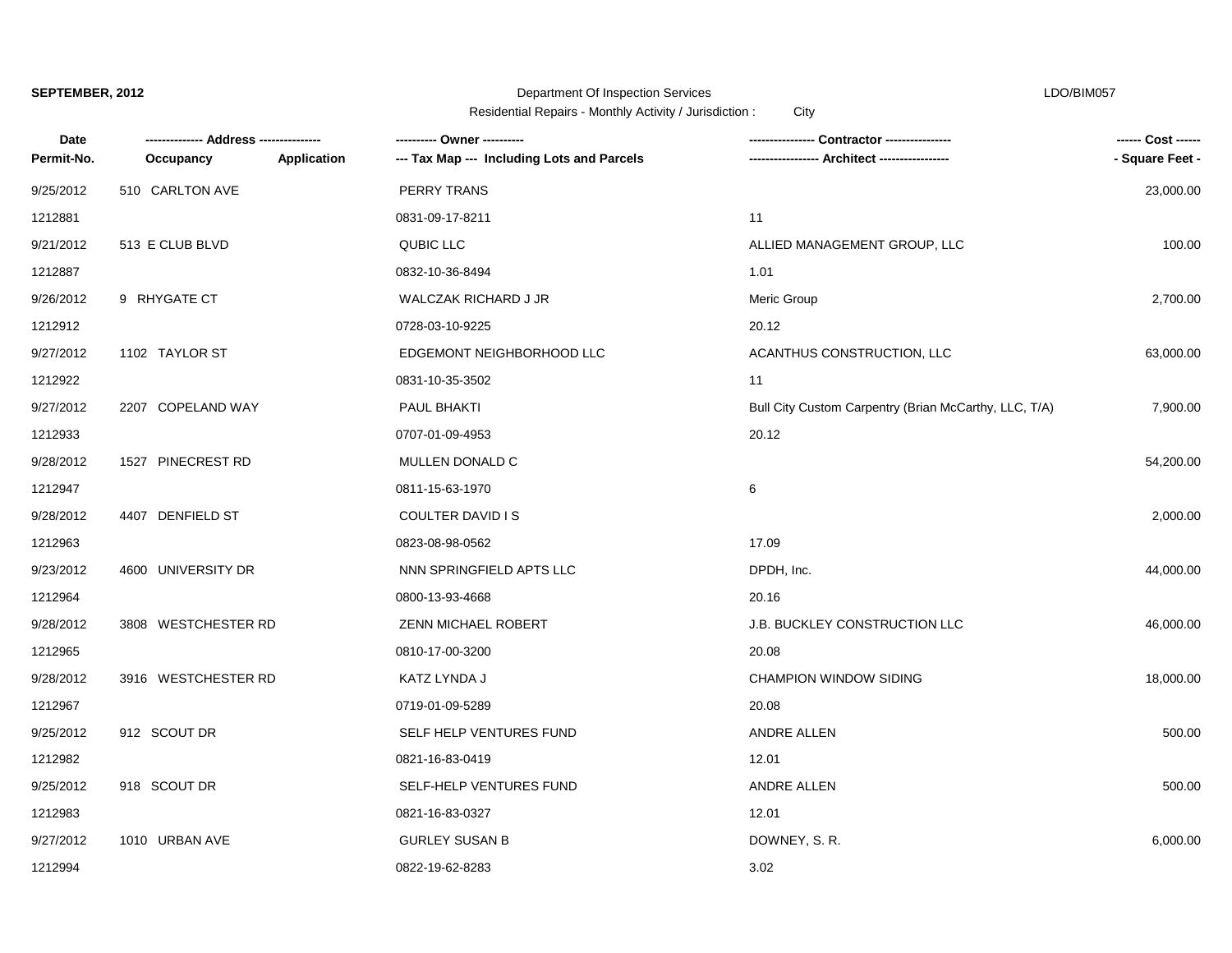**SEPTEMBER, 2012**

Department Of Inspection Services

Residential Repairs - Monthly Activity / Jurisdiction : City

LDO/BIM057

| Date<br>Permit-No. | ------------- Address --------------<br>Occupancy Application | ---------- Owner ----------<br>--- Tax Map --- Including Lots and Parcels | --------------- Contractor ---------------<br>---------------- Architect ---------------- | ------ Cost ------<br>- Square Feet - |
|---|---|---|---|---|
| 9/25/2012 | 510 CARLTON AVE | PERRY TRANS | | 23,000.00 |
| 1212881 | | 0831-09-17-8211 | 11 | |
| 9/21/2012 | 513 E CLUB BLVD | QUBIC LLC | ALLIED MANAGEMENT GROUP, LLC | 100.00 |
| 1212887 | | 0832-10-36-8494 | 1.01 | |
| 9/26/2012 | 9 RHYGATE CT | WALCZAK RICHARD J JR | Meric Group | 2,700.00 |
| 1212912 | | 0728-03-10-9225 | 20.12 | |
| 9/27/2012 | 1102 TAYLOR ST | EDGEMONT NEIGHBORHOOD LLC | ACANTHUS CONSTRUCTION, LLC | 63,000.00 |
| 1212922 | | 0831-10-35-3502 | 11 | |
| 9/27/2012 | 2207 COPELAND WAY | PAUL BHAKTI | Bull City Custom Carpentry (Brian McCarthy, LLC, T/A) | 7,900.00 |
| 1212933 | | 0707-01-09-4953 | 20.12 | |
| 9/28/2012 | 1527 PINECREST RD | MULLEN DONALD C | | 54,200.00 |
| 1212947 | | 0811-15-63-1970 | 6 | |
| 9/28/2012 | 4407 DENFIELD ST | COULTER DAVID I S | | 2,000.00 |
| 1212963 | | 0823-08-98-0562 | 17.09 | |
| 9/23/2012 | 4600 UNIVERSITY DR | NNN SPRINGFIELD APTS LLC | DPDH, Inc. | 44,000.00 |
| 1212964 | | 0800-13-93-4668 | 20.16 | |
| 9/28/2012 | 3808 WESTCHESTER RD | ZENN MICHAEL ROBERT | J.B. BUCKLEY CONSTRUCTION LLC | 46,000.00 |
| 1212965 | | 0810-17-00-3200 | 20.08 | |
| 9/28/2012 | 3916 WESTCHESTER RD | KATZ LYNDA J | CHAMPION WINDOW SIDING | 18,000.00 |
| 1212967 | | 0719-01-09-5289 | 20.08 | |
| 9/25/2012 | 912 SCOUT DR | SELF HELP VENTURES FUND | ANDRE ALLEN | 500.00 |
| 1212982 | | 0821-16-83-0419 | 12.01 | |
| 9/25/2012 | 918 SCOUT DR | SELF-HELP VENTURES FUND | ANDRE ALLEN | 500.00 |
| 1212983 | | 0821-16-83-0327 | 12.01 | |
| 9/27/2012 | 1010 URBAN AVE | GURLEY SUSAN B | DOWNEY, S. R. | 6,000.00 |
| 1212994 | | 0822-19-62-8283 | 3.02 | |